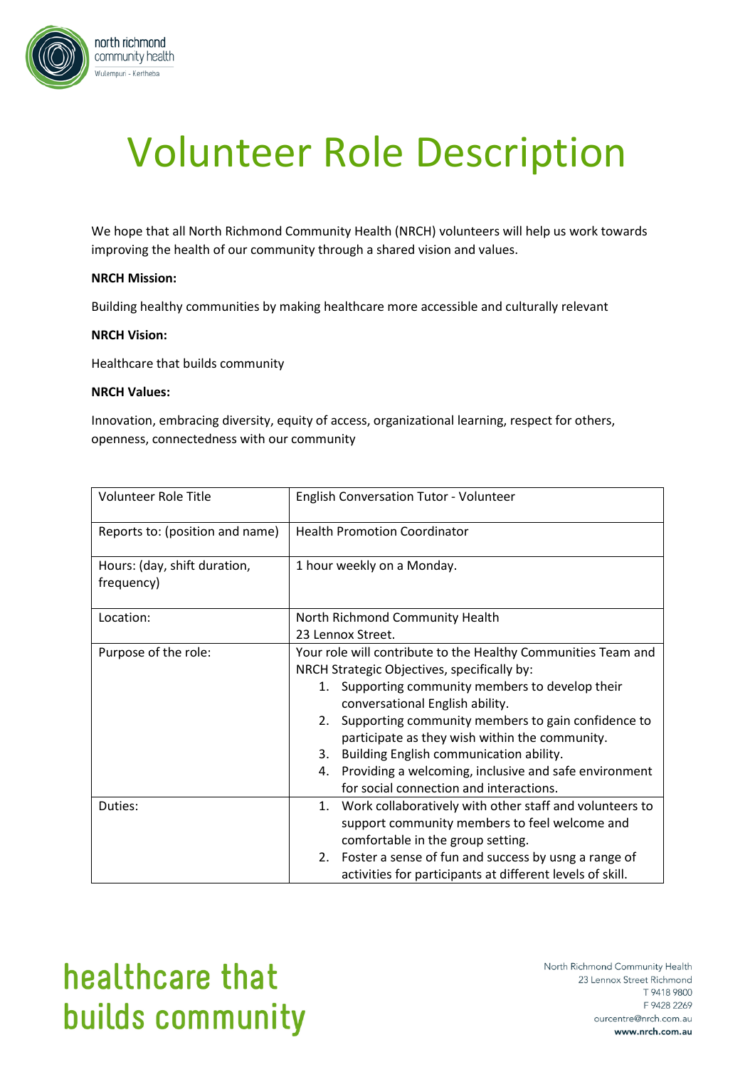# Volunteer Role Description

We hope that all North Richmond Community Health (NRCH) volunteers will help us work towards improving the health of our community through a shared vision and values.

**NRCH Mission:**

Building healthy communities by making healthcare more accessible and culturally relevant

**NRCH Vision:**

Healthcare that builds community

**NRCH Values:**

Innovation, embracing diversity, equity of access, organizational learning, respect for others, openness, connectedness with our community

| Volunteer Role Title | English Conversation Tutor - Volunteer |
|---|---|
| Reports to: (position and name) | Health Promotion Coordinator |
| Hours: (day, shift duration, frequency) | 1 hour weekly on a Monday. |
| Location: | North Richmond Community Health<br>23 Lennox Street. |
| Purpose of the role: | Your role will contribute to the Healthy Communities Team and NRCH Strategic Objectives, specifically by:<br>1. Supporting community members to develop their conversational English ability.<br>2. Supporting community members to gain confidence to participate as they wish within the community.<br>3. Building English communication ability.<br>4. Providing a welcoming, inclusive and safe environment for social connection and interactions. |
| Duties: | 1. Work collaboratively with other staff and volunteers to support community members to feel welcome and comfortable in the group setting.<br>2. Foster a sense of fun and success by usng a range of activities for participants at different levels of skill. |

healthcare that builds community

North Richmond Community Health
23 Lennox Street Richmond
T 9418 9800
F 9428 2269
ourcentre@nrch.com.au
**www.nrch.com.au**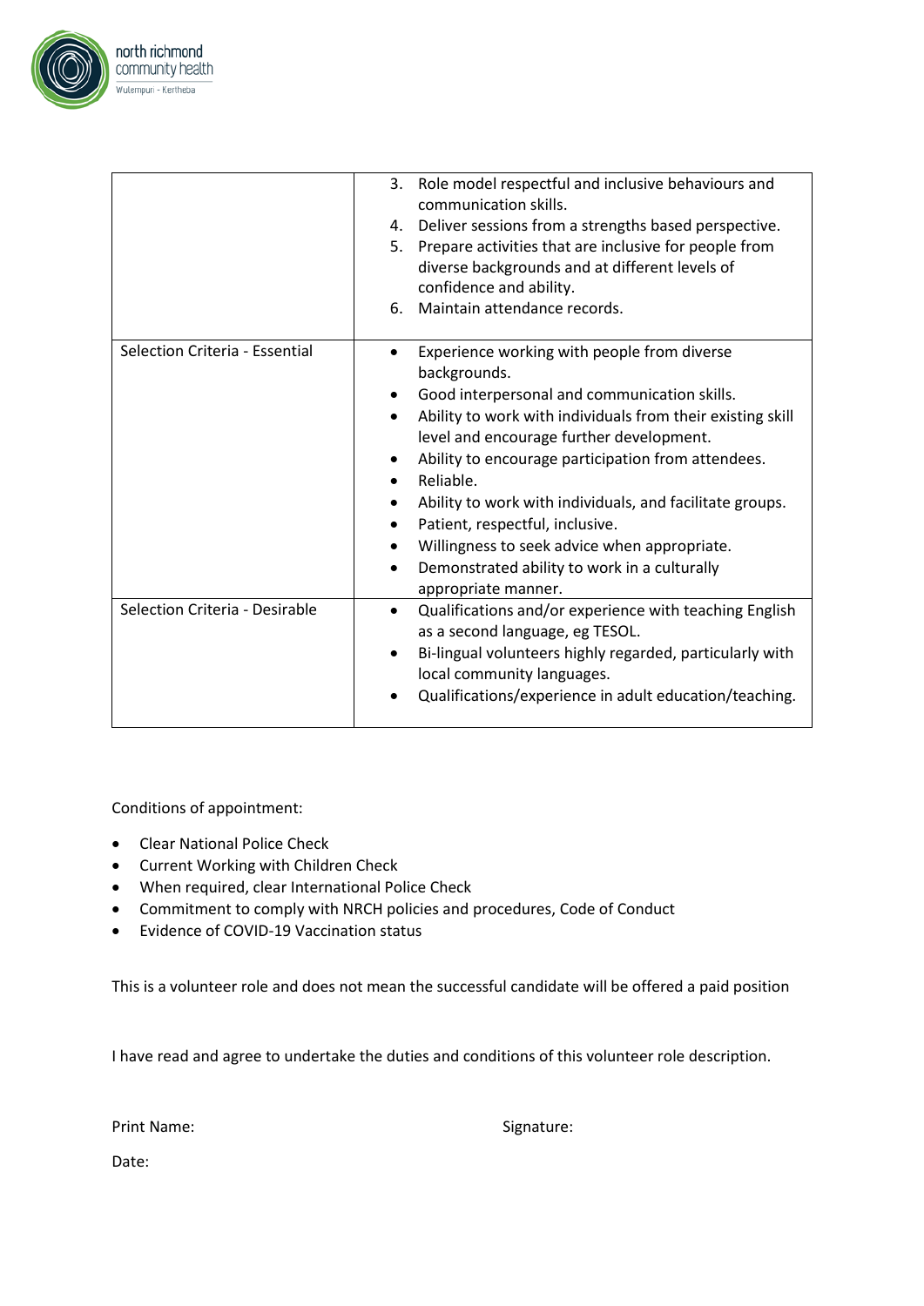| | |
|---|---|
| | 3. Role model respectful and inclusive behaviours and communication skills.<br>4. Deliver sessions from a strengths based perspective.<br>5. Prepare activities that are inclusive for people from diverse backgrounds and at different levels of confidence and ability.<br>6. Maintain attendance records. |
| Selection Criteria - Essential | • Experience working with people from diverse backgrounds.<br>• Good interpersonal and communication skills.<br>• Ability to work with individuals from their existing skill level and encourage further development.<br>• Ability to encourage participation from attendees.<br>• Reliable.<br>• Ability to work with individuals, and facilitate groups.<br>• Patient, respectful, inclusive.<br>• Willingness to seek advice when appropriate.<br>• Demonstrated ability to work in a culturally appropriate manner. |
| Selection Criteria - Desirable | • Qualifications and/or experience with teaching English as a second language, eg TESOL.<br>• Bi-lingual volunteers highly regarded, particularly with local community languages.<br>• Qualifications/experience in adult education/teaching. |

Conditions of appointment:

- Clear National Police Check
- Current Working with Children Check
- When required, clear International Police Check
- Commitment to comply with NRCH policies and procedures, Code of Conduct
- Evidence of COVID-19 Vaccination status

This is a volunteer role and does not mean the successful candidate will be offered a paid position

I have read and agree to undertake the duties and conditions of this volunteer role description.

Print Name: Signature:

Date: